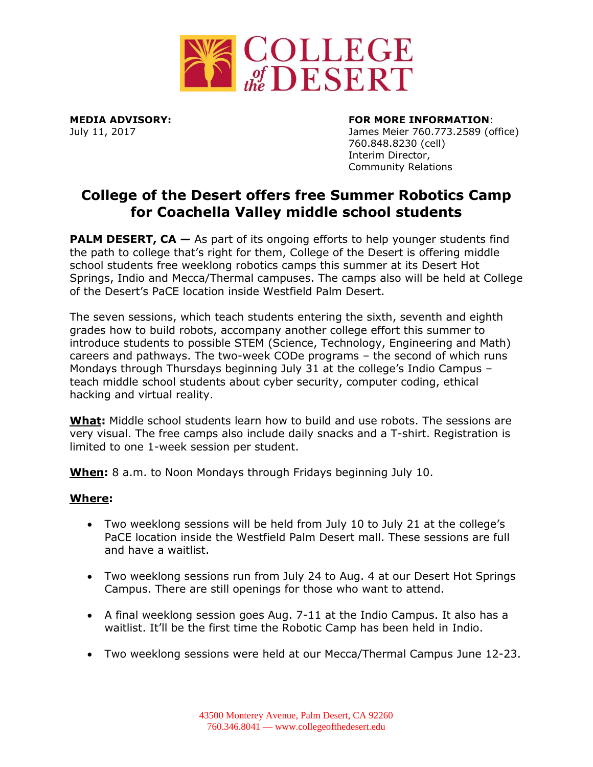**MEDIA ADVISORY:**
July 11, 2017

**FOR MORE INFORMATION**:
James Meier 760.773.2589 (office)
760.848.8230 (cell)
Interim Director,
Community Relations

# College of the Desert offers free Summer Robotics Camp for Coachella Valley middle school students

**PALM DESERT, CA —** As part of its ongoing efforts to help younger students find the path to college that's right for them, College of the Desert is offering middle school students free weeklong robotics camps this summer at its Desert Hot Springs, Indio and Mecca/Thermal campuses. The camps also will be held at College of the Desert's PaCE location inside Westfield Palm Desert.

The seven sessions, which teach students entering the sixth, seventh and eighth grades how to build robots, accompany another college effort this summer to introduce students to possible STEM (Science, Technology, Engineering and Math) careers and pathways. The two-week CODe programs – the second of which runs Mondays through Thursdays beginning July 31 at the college's Indio Campus – teach middle school students about cyber security, computer coding, ethical hacking and virtual reality.

**What:** Middle school students learn how to build and use robots. The sessions are very visual. The free camps also include daily snacks and a T-shirt. Registration is limited to one 1-week session per student.

**When:** 8 a.m. to Noon Mondays through Fridays beginning July 10.

**Where:**

- Two weeklong sessions will be held from July 10 to July 21 at the college's PaCE location inside the Westfield Palm Desert mall. These sessions are full and have a waitlist.
- Two weeklong sessions run from July 24 to Aug. 4 at our Desert Hot Springs Campus. There are still openings for those who want to attend.
- A final weeklong session goes Aug. 7-11 at the Indio Campus. It also has a waitlist. It'll be the first time the Robotic Camp has been held in Indio.
- Two weeklong sessions were held at our Mecca/Thermal Campus June 12-23.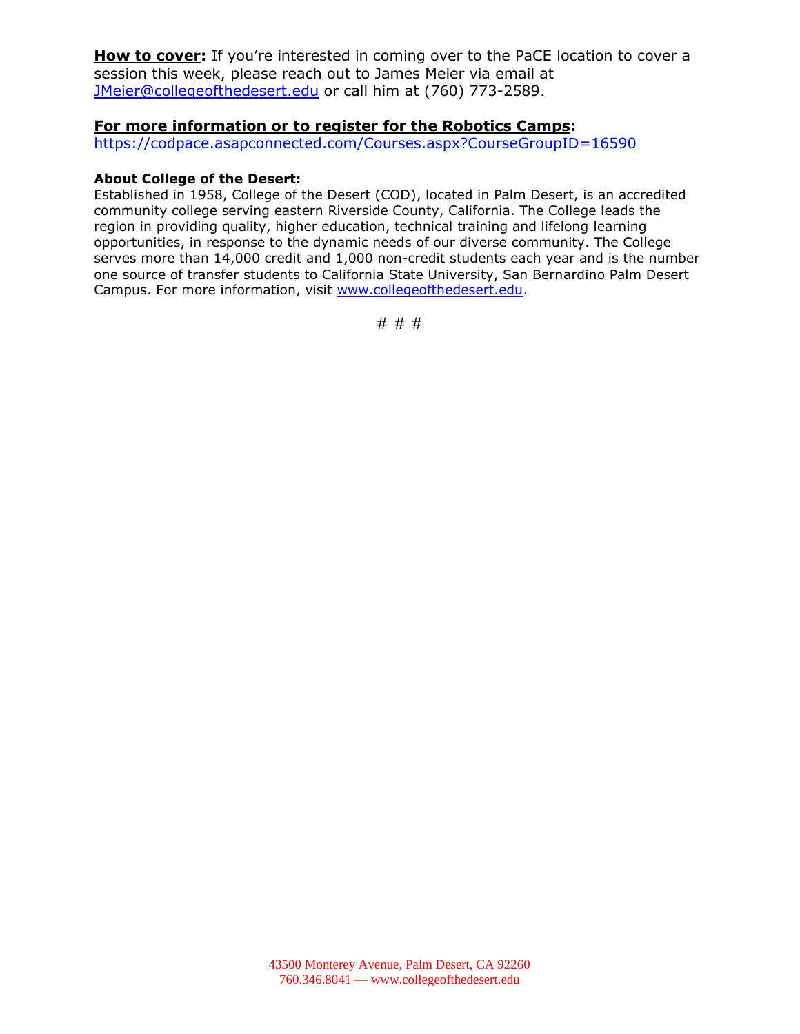**How to cover:** If you're interested in coming over to the PaCE location to cover a session this week, please reach out to James Meier via email at JMeier@collegeofthedesert.edu or call him at (760) 773-2589.

**For more information or to register for the Robotics Camps:**
https://codpace.asapconnected.com/Courses.aspx?CourseGroupID=16590

**About College of the Desert:**
Established in 1958, College of the Desert (COD), located in Palm Desert, is an accredited community college serving eastern Riverside County, California. The College leads the region in providing quality, higher education, technical training and lifelong learning opportunities, in response to the dynamic needs of our diverse community. The College serves more than 14,000 credit and 1,000 non-credit students each year and is the number one source of transfer students to California State University, San Bernardino Palm Desert Campus. For more information, visit www.collegeofthedesert.edu.

# # #

43500 Monterey Avenue, Palm Desert, CA 92260
760.346.8041 — www.collegeofthedesert.edu